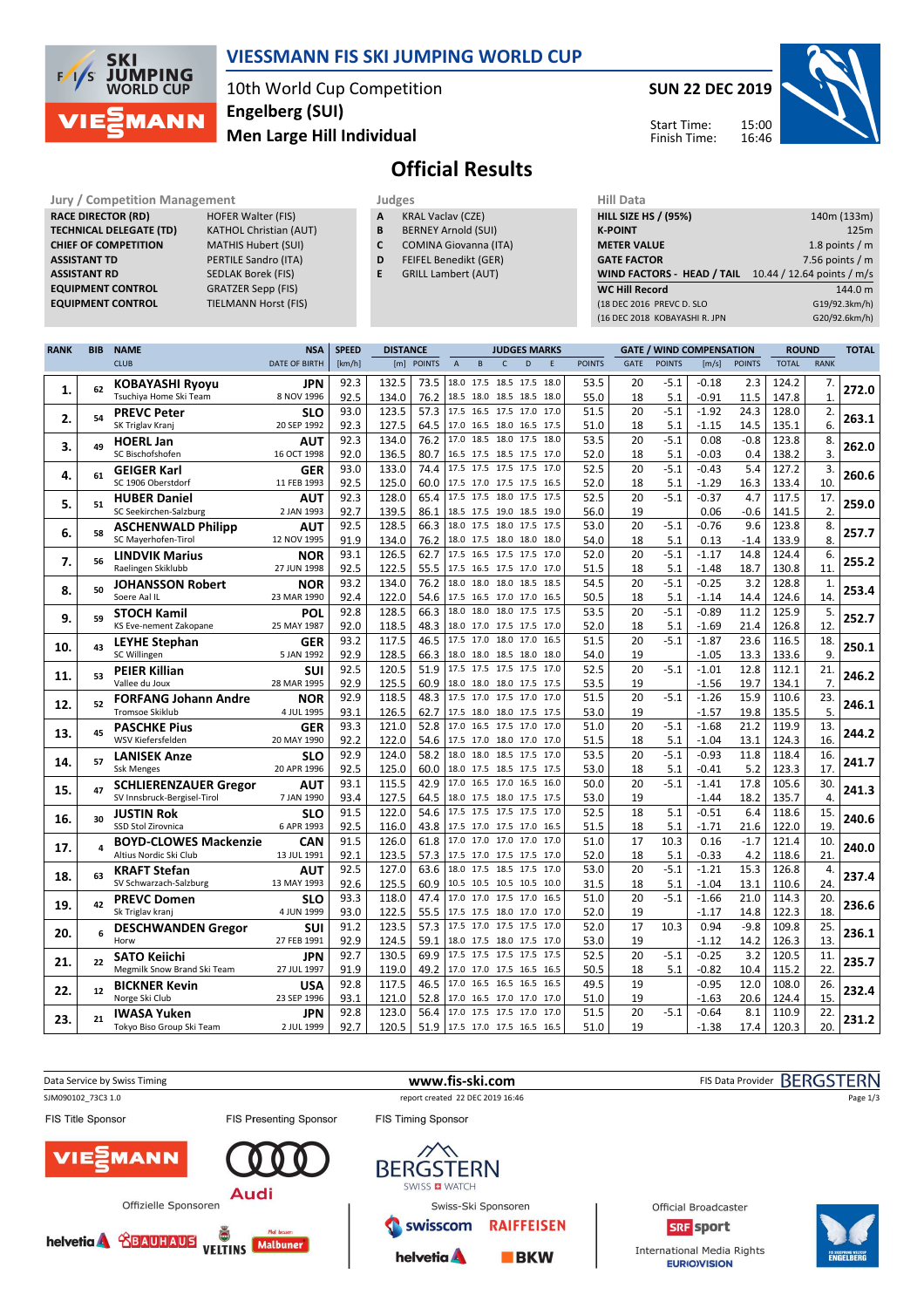# VIESSMANN FIS SKI JUMPING WORLD CUP

10th World Cup Competition
Engelberg (SUI)
Men Large Hill Individual

**SUN 22 DEC 2019**

Start Time: 15:00
Finish Time: 16:46

## Official Results

| Jury / Competition Management | |
|---|---|
| RACE DIRECTOR (RD) | HOFER Walter (FIS) |
| TECHNICAL DELEGATE (TD) | KATHOL Christian (AUT) |
| CHIEF OF COMPETITION | MATHIS Hubert (SUI) |
| ASSISTANT TD | PERTILE Sandro (ITA) |
| ASSISTANT RD | SEDLAK Borek (FIS) |
| EQUIPMENT CONTROL | GRATZER Sepp (FIS) |
| EQUIPMENT CONTROL | TIELMANN Horst (FIS) |

| Judges | |
|---|---|
| A | KRAL Vaclav (CZE) |
| B | BERNEY Arnold (SUI) |
| C | COMINA Giovanna (ITA) |
| D | FEIFEL Benedikt (GER) |
| E | GRILL Lambert (AUT) |

| Hill Data | |
|---|---|
| HILL SIZE HS / (95%) | 140m (133m) |
| K-POINT | 125m |
| METER VALUE | 1.8 points / m |
| GATE FACTOR | 7.56 points / m |
| WIND FACTORS - HEAD / TAIL | 10.44 / 12.64 points / m/s |
| WC Hill Record | 144.0 m |
| (18 DEC 2016 PREVC D. SLO | G19/92.3km/h) |
| (16 DEC 2018 KOBAYASHI R. JPN | G20/92.6km/h) |

| RANK | BIB | NAME / CLUB | NSA / DATE OF BIRTH | SPEED [km/h] | DISTANCE [m] | DISTANCE POINTS | A | B | C | D | E | JUDGES POINTS | GATE | GATE POINTS | WIND [m/s] | WIND POINTS | ROUND TOTAL | ROUND RANK | TOTAL |
|---|---|---|---|---|---|---|---|---|---|---|---|---|---|---|---|---|---|---|---|
| 1. | 62 | KOBAYASHI Ryoyu | JPN | 92.3 | 132.5 | 73.5 | 18.0 | 17.5 | 18.5 | 17.5 | 18.0 | 53.5 | 20 | -5.1 | -0.18 | 2.3 | 124.2 | 7. | 272.0 |
| | | Tsuchiya Home Ski Team | 8 NOV 1996 | 92.5 | 134.0 | 76.2 | 18.5 | 18.0 | 18.5 | 18.5 | 18.0 | 55.0 | 18 | 5.1 | -0.91 | 11.5 | 147.8 | 1. | |
| 2. | 54 | PREVC Peter | SLO | 93.0 | 123.5 | 57.3 | 17.5 | 16.5 | 17.5 | 17.0 | 17.0 | 51.5 | 20 | -5.1 | -1.92 | 24.3 | 128.0 | 2. | 263.1 |
| | | SK Triglav Kranj | 20 SEP 1992 | 92.3 | 127.5 | 64.5 | 17.0 | 16.5 | 18.0 | 16.5 | 17.5 | 51.0 | 18 | 5.1 | -1.15 | 14.5 | 135.1 | 6. | |
| 3. | 49 | HOERL Jan | AUT | 92.3 | 134.0 | 76.2 | 17.0 | 18.5 | 18.0 | 17.5 | 18.0 | 53.5 | 20 | -5.1 | 0.08 | -0.8 | 123.8 | 8. | 262.0 |
| | | SC Bischofshofen | 16 OCT 1998 | 92.0 | 136.5 | 80.7 | 16.5 | 17.5 | 18.5 | 17.5 | 17.0 | 52.0 | 18 | 5.1 | -0.03 | 0.4 | 138.2 | 3. | |
| 4. | 61 | GEIGER Karl | GER | 93.0 | 133.0 | 74.4 | 17.5 | 17.5 | 17.5 | 17.5 | 17.0 | 52.5 | 20 | -5.1 | -0.43 | 5.4 | 127.2 | 3. | 260.6 |
| | | SC 1906 Oberstdorf | 11 FEB 1993 | 92.5 | 125.0 | 60.0 | 17.5 | 17.0 | 17.5 | 17.5 | 16.5 | 52.0 | 18 | 5.1 | -1.29 | 16.3 | 133.4 | 10. | |
| 5. | 51 | HUBER Daniel | AUT | 92.3 | 128.0 | 65.4 | 17.5 | 17.5 | 18.0 | 17.5 | 17.5 | 52.5 | 20 | -5.1 | -0.37 | 4.7 | 117.5 | 17. | 259.0 |
| | | SC Seekirchen-Salzburg | 2 JAN 1993 | 92.7 | 139.5 | 86.1 | 18.5 | 17.5 | 19.0 | 18.5 | 19.0 | 56.0 | 19 | | 0.06 | -0.6 | 141.5 | 2. | |
| 6. | 58 | ASCHENWALD Philipp | AUT | 92.5 | 128.5 | 66.3 | 18.0 | 17.5 | 18.0 | 17.5 | 17.5 | 53.0 | 20 | -5.1 | -0.76 | 9.6 | 123.8 | 8. | 257.7 |
| | | SC Mayerhofen-Tirol | 12 NOV 1995 | 91.9 | 134.0 | 76.2 | 18.0 | 17.5 | 18.0 | 18.0 | 18.0 | 54.0 | 18 | 5.1 | 0.13 | -1.4 | 133.9 | 8. | |
| 7. | 56 | LINDVIK Marius | NOR | 93.1 | 126.5 | 62.7 | 17.5 | 16.5 | 17.5 | 17.5 | 17.0 | 52.0 | 20 | -5.1 | -1.17 | 14.8 | 124.4 | 6. | 255.2 |
| | | Raelingen Skiklubb | 27 JUN 1998 | 92.5 | 122.5 | 55.5 | 17.5 | 16.5 | 17.5 | 17.0 | 17.0 | 51.5 | 18 | 5.1 | -1.48 | 18.7 | 130.8 | 11. | |
| 8. | 50 | JOHANSSON Robert | NOR | 93.2 | 134.0 | 76.2 | 18.0 | 18.0 | 18.0 | 18.5 | 18.5 | 54.5 | 20 | -5.1 | -0.25 | 3.2 | 128.8 | 1. | 253.4 |
| | | Soere Aal IL | 23 MAR 1990 | 92.4 | 122.0 | 54.6 | 17.5 | 16.5 | 17.0 | 17.0 | 16.5 | 50.5 | 18 | 5.1 | -1.14 | 14.4 | 124.6 | 14. | |
| 9. | 59 | STOCH Kamil | POL | 92.8 | 128.5 | 66.3 | 18.0 | 18.0 | 18.0 | 17.5 | 17.5 | 53.5 | 20 | -5.1 | -0.89 | 11.2 | 125.9 | 5. | 252.7 |
| | | KS Eve-nement Zakopane | 25 MAY 1987 | 92.0 | 118.5 | 48.3 | 18.0 | 17.0 | 17.5 | 17.5 | 17.0 | 52.0 | 18 | 5.1 | -1.69 | 21.4 | 126.8 | 12. | |
| 10. | 43 | LEYHE Stephan | GER | 93.2 | 117.5 | 46.5 | 17.5 | 17.0 | 18.0 | 17.0 | 16.5 | 51.5 | 20 | -5.1 | -1.87 | 23.6 | 116.5 | 18. | 250.1 |
| | | SC Willingen | 5 JAN 1992 | 92.9 | 128.5 | 66.3 | 18.0 | 18.0 | 18.5 | 18.0 | 18.0 | 54.0 | 19 | | -1.05 | 13.3 | 133.6 | 9. | |
| 11. | 53 | PEIER Killian | SUI | 92.5 | 120.5 | 51.9 | 17.5 | 17.5 | 17.5 | 17.5 | 17.0 | 52.5 | 20 | -5.1 | -1.01 | 12.8 | 112.1 | 21. | 246.2 |
| | | Vallee du Joux | 28 MAR 1995 | 92.9 | 125.5 | 60.9 | 18.0 | 18.0 | 18.0 | 17.5 | 17.5 | 53.5 | 19 | | -1.56 | 19.7 | 134.1 | 7. | |
| 12. | 52 | FORFANG Johann Andre | NOR | 92.9 | 118.5 | 48.3 | 17.5 | 17.0 | 17.5 | 17.0 | 17.0 | 51.5 | 20 | -5.1 | -1.26 | 15.9 | 110.6 | 23. | 246.1 |
| | | Tromsoe Skiklub | 4 JUL 1995 | 93.1 | 126.5 | 62.7 | 17.5 | 18.0 | 18.0 | 17.5 | 17.5 | 53.0 | 19 | | -1.57 | 19.8 | 135.5 | 5. | |
| 13. | 45 | PASCHKE Pius | GER | 93.3 | 121.0 | 52.8 | 17.0 | 16.5 | 17.5 | 17.0 | 17.0 | 51.0 | 20 | -5.1 | -1.68 | 21.2 | 119.9 | 13. | 244.2 |
| | | WSV Kiefersfelden | 20 MAY 1990 | 92.2 | 122.0 | 54.6 | 17.5 | 17.0 | 18.0 | 17.0 | 17.0 | 51.5 | 18 | 5.1 | -1.04 | 13.1 | 124.3 | 16. | |
| 14. | 57 | LANISEK Anze | SLO | 92.9 | 124.0 | 58.2 | 18.0 | 18.0 | 18.5 | 17.5 | 17.0 | 53.5 | 20 | -5.1 | -0.93 | 11.8 | 118.4 | 16. | 241.7 |
| | | Ssk Menges | 20 APR 1996 | 92.5 | 125.0 | 60.0 | 18.0 | 17.5 | 18.5 | 17.5 | 17.5 | 53.0 | 18 | 5.1 | -0.41 | 5.2 | 123.3 | 17. | |
| 15. | 47 | SCHLIERENZAUER Gregor | AUT | 93.1 | 115.5 | 42.9 | 17.0 | 16.5 | 17.0 | 16.5 | 16.0 | 50.0 | 20 | -5.1 | -1.41 | 17.8 | 105.6 | 30. | 241.3 |
| | | SV Innsbruck-Bergisel-Tirol | 7 JAN 1990 | 93.4 | 127.5 | 64.5 | 18.0 | 17.5 | 18.0 | 17.5 | 17.5 | 53.0 | 19 | | -1.44 | 18.2 | 135.7 | 4. | |
| 16. | 30 | JUSTIN Rok | SLO | 91.5 | 122.0 | 54.6 | 17.5 | 17.5 | 17.5 | 17.5 | 17.0 | 52.5 | 18 | 5.1 | -0.51 | 6.4 | 118.6 | 15. | 240.6 |
| | | SSD Stol Zirovnica | 6 APR 1993 | 92.5 | 116.0 | 43.8 | 17.5 | 17.0 | 17.5 | 17.0 | 16.5 | 51.5 | 18 | 5.1 | -1.71 | 21.6 | 122.0 | 19. | |
| 17. | 4 | BOYD-CLOWES Mackenzie | CAN | 91.5 | 126.0 | 61.8 | 17.0 | 17.0 | 17.0 | 17.0 | 17.0 | 51.0 | 17 | 10.3 | 0.16 | -1.7 | 121.4 | 10. | 240.0 |
| | | Altius Nordic Ski Club | 13 JUL 1991 | 92.1 | 123.5 | 57.3 | 17.5 | 17.5 | 17.0 | 17.5 | 17.0 | 52.0 | 18 | 5.1 | -0.33 | 4.2 | 118.6 | 21. | |
| 18. | 63 | KRAFT Stefan | AUT | 92.5 | 127.0 | 63.6 | 18.0 | 17.5 | 18.5 | 17.5 | 17.0 | 53.0 | 20 | -5.1 | -1.21 | 15.3 | 126.8 | 4. | 237.4 |
| | | SV Schwarzach-Salzburg | 13 MAY 1993 | 92.6 | 125.5 | 60.9 | 10.5 | 10.5 | 10.5 | 10.5 | 10.0 | 31.5 | 18 | 5.1 | -1.04 | 13.1 | 110.6 | 24. | |
| 19. | 42 | PREVC Domen | SLO | 93.3 | 118.0 | 47.4 | 17.0 | 17.0 | 17.5 | 17.0 | 16.5 | 51.0 | 20 | -5.1 | -1.66 | 21.0 | 114.3 | 20. | 236.6 |
| | | Sk Triglav kranj | 4 JUN 1999 | 93.0 | 122.5 | 55.5 | 17.5 | 17.5 | 18.0 | 17.0 | 17.0 | 52.0 | 19 | | -1.17 | 14.8 | 122.3 | 18. | |
| 20. | 6 | DESCHWANDEN Gregor | SUI | 91.2 | 123.5 | 57.3 | 17.5 | 17.0 | 17.5 | 17.5 | 17.0 | 52.0 | 17 | 10.3 | 0.94 | -9.8 | 109.8 | 25. | 236.1 |
| | | Horw | 27 FEB 1991 | 92.9 | 124.5 | 59.1 | 18.0 | 17.5 | 18.0 | 17.5 | 17.0 | 53.0 | 19 | | -1.12 | 14.2 | 126.3 | 13. | |
| 21. | 22 | SATO Keiichi | JPN | 92.7 | 130.5 | 69.9 | 17.5 | 17.5 | 17.5 | 17.5 | 17.5 | 52.5 | 20 | -5.1 | -0.25 | 3.2 | 120.5 | 11. | 235.7 |
| | | Megmilk Snow Brand Ski Team | 27 JUL 1997 | 91.9 | 119.0 | 49.2 | 17.0 | 17.0 | 17.0 | 16.5 | 16.5 | 50.5 | 18 | 5.1 | -0.82 | 10.4 | 115.2 | 22. | |
| 22. | 12 | BICKNER Kevin | USA | 92.8 | 117.5 | 46.5 | 17.0 | 16.5 | 16.5 | 16.5 | 16.5 | 49.5 | 19 | | -0.95 | 12.0 | 108.0 | 26. | 232.4 |
| | | Norge Ski Club | 23 SEP 1996 | 93.1 | 121.0 | 52.8 | 17.0 | 16.5 | 17.0 | 17.0 | 17.0 | 51.0 | 19 | | -1.63 | 20.6 | 124.4 | 15. | |
| 23. | 21 | IWASA Yuken | JPN | 92.8 | 123.0 | 56.4 | 17.0 | 17.5 | 17.5 | 17.0 | 17.0 | 51.5 | 20 | -5.1 | -0.64 | 8.1 | 110.9 | 22. | 231.2 |
| | | Tokyo Biso Group Ski Team | 2 JUL 1999 | 92.7 | 120.5 | 51.9 | 17.5 | 17.0 | 17.5 | 16.5 | 16.5 | 51.0 | 19 | | -1.38 | 17.4 | 120.3 | 20. | |

Data Service by Swiss Timing — www.fis-ski.com — FIS Data Provider BERGSTERN

SJM090102_73C3 1.0 — report created 22 DEC 2019 16:46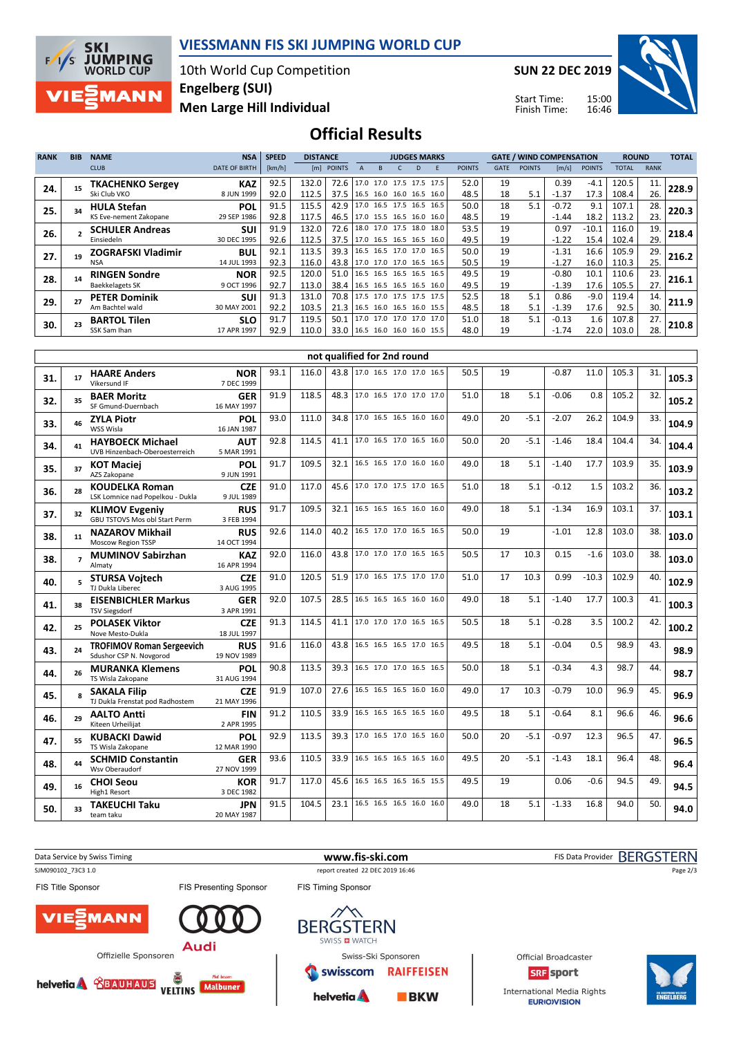# VIESSMANN FIS SKI JUMPING WORLD CUP

10th World Cup Competition
Engelberg (SUI)
Men Large Hill Individual

SUN 22 DEC 2019

Start Time: 15:00
Finish Time: 16:46

## Official Results

| RANK | BIB | NAME / CLUB | NSA / DATE OF BIRTH | SPEED [km/h] | DISTANCE [m] | DISTANCE POINTS | A | B | C | D | E | JUDGES POINTS | GATE | GATE POINTS | WIND [m/s] | WIND POINTS | ROUND TOTAL | ROUND RANK | TOTAL |
|---|---|---|---|---|---|---|---|---|---|---|---|---|---|---|---|---|---|---|---|
| 24. | 15 | TKACHENKO Sergey | KAZ | 92.5 | 132.0 | 72.6 | 17.0 | 17.0 | 17.5 | 17.5 | 17.5 | 52.0 | 19 | | 0.39 | -4.1 | 120.5 | 11. | 228.9 |
| | | Ski Club VKO | 8 JUN 1999 | 92.0 | 112.5 | 37.5 | 16.5 | 16.0 | 16.0 | 16.5 | 16.0 | 48.5 | 18 | 5.1 | -1.37 | 17.3 | 108.4 | 26. | |
| 25. | 34 | HULA Stefan | POL | 91.5 | 115.5 | 42.9 | 17.0 | 16.5 | 17.5 | 16.5 | 16.5 | 50.0 | 18 | 5.1 | -0.72 | 9.1 | 107.1 | 28. | 220.3 |
| | | KS Eve-nement Zakopane | 29 SEP 1986 | 92.8 | 117.5 | 46.5 | 17.0 | 15.5 | 16.5 | 16.0 | 16.0 | 48.5 | 19 | | -1.44 | 18.2 | 113.2 | 23. | |
| 26. | 2 | SCHULER Andreas | SUI | 91.9 | 132.0 | 72.6 | 18.0 | 17.0 | 17.5 | 18.0 | 18.0 | 53.5 | 19 | | 0.97 | -10.1 | 116.0 | 19. | 218.4 |
| | | Einsiedeln | 30 DEC 1995 | 92.6 | 112.5 | 37.5 | 17.0 | 16.5 | 16.5 | 16.5 | 16.0 | 49.5 | 19 | | -1.22 | 15.4 | 102.4 | 29. | |
| 27. | 19 | ZOGRAFSKI Vladimir | BUL | 92.1 | 113.5 | 39.3 | 16.5 | 16.5 | 17.0 | 17.0 | 16.5 | 50.0 | 19 | | -1.31 | 16.6 | 105.9 | 29. | 216.2 |
| | | NSA | 14 JUL 1993 | 92.3 | 116.0 | 43.8 | 17.0 | 17.0 | 17.0 | 16.5 | 16.5 | 50.5 | 19 | | -1.27 | 16.0 | 110.3 | 25. | |
| 28. | 14 | RINGEN Sondre | NOR | 92.5 | 120.0 | 51.0 | 16.5 | 16.5 | 16.5 | 16.5 | 16.5 | 49.5 | 19 | | -0.80 | 10.1 | 110.6 | 23. | 216.1 |
| | | Baekkelagets SK | 9 OCT 1996 | 92.7 | 113.0 | 38.4 | 16.5 | 16.5 | 16.5 | 16.5 | 16.0 | 49.5 | 19 | | -1.39 | 17.6 | 105.5 | 27. | |
| 29. | 27 | PETER Dominik | SUI | 91.3 | 131.0 | 70.8 | 17.5 | 17.0 | 17.5 | 17.5 | 17.5 | 52.5 | 18 | 5.1 | 0.86 | -9.0 | 119.4 | 14. | 211.9 |
| | | Am Bachtel wald | 30 MAY 2001 | 92.2 | 103.5 | 21.3 | 16.5 | 16.0 | 16.5 | 16.0 | 15.5 | 48.5 | 18 | 5.1 | -1.39 | 17.6 | 92.5 | 30. | |
| 30. | 23 | BARTOL Tilen | SLO | 91.7 | 119.5 | 50.1 | 17.0 | 17.0 | 17.0 | 17.0 | 17.0 | 51.0 | 18 | 5.1 | -0.13 | 1.6 | 107.8 | 27. | 210.8 |
| | | SSK Sam Ihan | 17 APR 1997 | 92.9 | 110.0 | 33.0 | 16.5 | 16.0 | 16.0 | 16.0 | 15.5 | 48.0 | 19 | | -1.74 | 22.0 | 103.0 | 28. | |

### not qualified for 2nd round

| RANK | BIB | NAME / CLUB | NSA / DATE OF BIRTH | SPEED [km/h] | DISTANCE [m] | DISTANCE POINTS | A | B | C | D | E | JUDGES POINTS | GATE | GATE POINTS | WIND [m/s] | WIND POINTS | ROUND TOTAL | ROUND RANK | TOTAL |
|---|---|---|---|---|---|---|---|---|---|---|---|---|---|---|---|---|---|---|---|
| 31. | 17 | HAARE Anders / Vikersund IF | NOR / 7 DEC 1999 | 93.1 | 116.0 | 43.8 | 17.0 | 16.5 | 17.0 | 17.0 | 16.5 | 50.5 | 19 | | -0.87 | 11.0 | 105.3 | 31. | 105.3 |
| 32. | 35 | BAER Moritz / SF Gmund-Duernbach | GER / 16 MAY 1997 | 91.9 | 118.5 | 48.3 | 17.0 | 16.5 | 17.0 | 17.0 | 17.0 | 51.0 | 18 | 5.1 | -0.06 | 0.8 | 105.2 | 32. | 105.2 |
| 33. | 46 | ZYLA Piotr / WSS Wisla | POL / 16 JAN 1987 | 93.0 | 111.0 | 34.8 | 17.0 | 16.5 | 16.5 | 16.0 | 16.0 | 49.0 | 20 | -5.1 | -2.07 | 26.2 | 104.9 | 33. | 104.9 |
| 34. | 41 | HAYBOECK Michael / UVB Hinzenbach-Oberoesterreich | AUT / 5 MAR 1991 | 92.8 | 114.5 | 41.1 | 17.0 | 16.5 | 17.0 | 16.5 | 16.0 | 50.0 | 20 | -5.1 | -1.46 | 18.4 | 104.4 | 34. | 104.4 |
| 35. | 37 | KOT Maciej / AZS Zakopane | POL / 9 JUN 1991 | 91.7 | 109.5 | 32.1 | 16.5 | 16.5 | 17.0 | 16.0 | 16.0 | 49.0 | 18 | 5.1 | -1.40 | 17.7 | 103.9 | 35. | 103.9 |
| 36. | 28 | KOUDELKA Roman / LSK Lomnice nad Popelkou - Dukla | CZE / 9 JUL 1989 | 91.0 | 117.0 | 45.6 | 17.0 | 17.0 | 17.5 | 17.0 | 16.5 | 51.0 | 18 | 5.1 | -0.12 | 1.5 | 103.2 | 36. | 103.2 |
| 37. | 32 | KLIMOV Evgeniy / GBU TSTOVS Mos obl Start Perm | RUS / 3 FEB 1994 | 91.7 | 109.5 | 32.1 | 16.5 | 16.5 | 16.5 | 16.0 | 16.0 | 49.0 | 18 | 5.1 | -1.34 | 16.9 | 103.1 | 37. | 103.1 |
| 38. | 11 | NAZAROV Mikhail / Moscow Region TSSP | RUS / 14 OCT 1994 | 92.6 | 114.0 | 40.2 | 16.5 | 17.0 | 17.0 | 16.5 | 16.5 | 50.0 | 19 | | -1.01 | 12.8 | 103.0 | 38. | 103.0 |
| 38. | 7 | MUMINOV Sabirzhan / Almaty | KAZ / 16 APR 1994 | 92.0 | 116.0 | 43.8 | 17.0 | 17.0 | 17.0 | 16.5 | 16.5 | 50.5 | 17 | 10.3 | 0.15 | -1.6 | 103.0 | 38. | 103.0 |
| 40. | 5 | STURSA Vojtech / TJ Dukla Liberec | CZE / 3 AUG 1995 | 91.0 | 120.5 | 51.9 | 17.0 | 16.5 | 17.5 | 17.0 | 17.0 | 51.0 | 17 | 10.3 | 0.99 | -10.3 | 102.9 | 40. | 102.9 |
| 41. | 38 | EISENBICHLER Markus / TSV Siegsdorf | GER / 3 APR 1991 | 92.0 | 107.5 | 28.5 | 16.5 | 16.5 | 16.5 | 16.0 | 16.0 | 49.0 | 18 | 5.1 | -1.40 | 17.7 | 100.3 | 41. | 100.3 |
| 42. | 25 | POLASEK Viktor / Nove Mesto-Dukla | CZE / 18 JUL 1997 | 91.3 | 114.5 | 41.1 | 17.0 | 17.0 | 17.0 | 16.5 | 16.5 | 50.5 | 18 | 5.1 | -0.28 | 3.5 | 100.2 | 42. | 100.2 |
| 43. | 24 | TROFIMOV Roman Sergeevich / Sdushor CSP N. Novgorod | RUS / 19 NOV 1989 | 91.6 | 116.0 | 43.8 | 16.5 | 16.5 | 16.5 | 17.0 | 16.5 | 49.5 | 18 | 5.1 | -0.04 | 0.5 | 98.9 | 43. | 98.9 |
| 44. | 26 | MURANKA Klemens / TS Wisla Zakopane | POL / 31 AUG 1994 | 90.8 | 113.5 | 39.3 | 16.5 | 17.0 | 17.0 | 16.5 | 16.5 | 50.0 | 18 | 5.1 | -0.34 | 4.3 | 98.7 | 44. | 98.7 |
| 45. | 8 | SAKALA Filip / TJ Dukla Frenstat pod Radhostem | CZE / 21 MAY 1996 | 91.9 | 107.0 | 27.6 | 16.5 | 16.5 | 16.5 | 16.0 | 16.0 | 49.0 | 17 | 10.3 | -0.79 | 10.0 | 96.9 | 45. | 96.9 |
| 46. | 29 | AALTO Antti / Kiteen Urheilijat | FIN / 2 APR 1995 | 91.2 | 110.5 | 33.9 | 16.5 | 16.5 | 16.5 | 16.5 | 16.0 | 49.5 | 18 | 5.1 | -0.64 | 8.1 | 96.6 | 46. | 96.6 |
| 47. | 55 | KUBACKI Dawid / TS Wisla Zakopane | POL / 12 MAR 1990 | 92.9 | 113.5 | 39.3 | 17.0 | 16.5 | 17.0 | 16.5 | 16.0 | 50.0 | 20 | -5.1 | -0.97 | 12.3 | 96.5 | 47. | 96.5 |
| 48. | 44 | SCHMID Constantin / Wsv Oberaudorf | GER / 27 NOV 1999 | 93.6 | 110.5 | 33.9 | 16.5 | 16.5 | 16.5 | 16.5 | 16.0 | 49.5 | 20 | -5.1 | -1.43 | 18.1 | 96.4 | 48. | 96.4 |
| 49. | 16 | CHOI Seou / High1 Resort | KOR / 3 DEC 1982 | 91.7 | 117.0 | 45.6 | 16.5 | 16.5 | 16.5 | 16.5 | 15.5 | 49.5 | 19 | | 0.06 | -0.6 | 94.5 | 49. | 94.5 |
| 50. | 33 | TAKEUCHI Taku / team taku | JPN / 20 MAY 1987 | 91.5 | 104.5 | 23.1 | 16.5 | 16.5 | 16.5 | 16.0 | 16.0 | 49.0 | 18 | 5.1 | -1.33 | 16.8 | 94.0 | 50. | 94.0 |

Data Service by Swiss Timing — www.fis-ski.com — FIS Data Provider BERGSTERN

SJM090102_73C3 1.0 — report created 22 DEC 2019 16:46

FIS Title Sponsor: VIESSMANN — FIS Presenting Sponsor: Audi — FIS Timing Sponsor: BERGSTERN SWISS WATCH

Offizielle Sponsoren: helvetia, BAUHAUS, VELTINS, Malbuner

Swiss-Ski Sponsoren: swisscom, RAIFFEISEN, helvetia, BKW

Official Broadcaster: SRF sport — International Media Rights: EUROVISION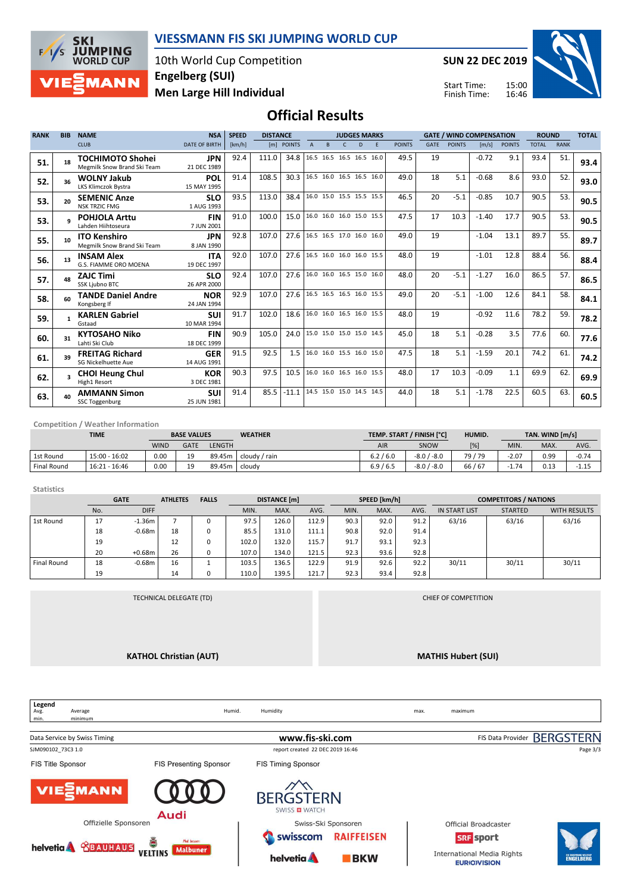# VIESSMANN FIS SKI JUMPING WORLD CUP

10th World Cup Competition
Engelberg (SUI)
**Men Large Hill Individual**

**SUN 22 DEC 2019**

Start Time: 15:00
Finish Time: 16:46

## Official Results

| RANK | BIB | NAME / CLUB | NSA / DATE OF BIRTH | SPEED [km/h] | DISTANCE [m] | DISTANCE POINTS | A | B | C | D | E | JUDGES POINTS | GATE | GATE POINTS | WIND [m/s] | WIND POINTS | ROUND TOTAL | ROUND RANK | TOTAL |
|---|---|---|---|---|---|---|---|---|---|---|---|---|---|---|---|---|---|---|---|
| 51. | 18 | **TOCHIMOTO Shohei** Megmilk Snow Brand Ski Team | JPN 21 DEC 1989 | 92.4 | 111.0 | 34.8 | 16.5 | 16.5 | 16.5 | 16.5 | 16.0 | 49.5 | 19 | | -0.72 | 9.1 | 93.4 | 51. | 93.4 |
| 52. | 36 | **WOLNY Jakub** LKS Klimczok Bystra | POL 15 MAY 1995 | 91.4 | 108.5 | 30.3 | 16.5 | 16.0 | 16.5 | 16.5 | 16.0 | 49.0 | 18 | 5.1 | -0.68 | 8.6 | 93.0 | 52. | 93.0 |
| 53. | 20 | **SEMENIC Anze** NSK TRZIC FMG | SLO 1 AUG 1993 | 93.5 | 113.0 | 38.4 | 16.0 | 15.0 | 15.5 | 15.5 | 15.5 | 46.5 | 20 | -5.1 | -0.85 | 10.7 | 90.5 | 53. | 90.5 |
| 53. | 9 | **POHJOLA Arttu** Lahden Hiihtoseura | FIN 7 JUN 2001 | 91.0 | 100.0 | 15.0 | 16.0 | 16.0 | 16.0 | 15.0 | 15.5 | 47.5 | 17 | 10.3 | -1.40 | 17.7 | 90.5 | 53. | 90.5 |
| 55. | 10 | **ITO Kenshiro** Megmilk Snow Brand Ski Team | JPN 8 JAN 1990 | 92.8 | 107.0 | 27.6 | 16.5 | 16.5 | 17.0 | 16.0 | 16.0 | 49.0 | 19 | | -1.04 | 13.1 | 89.7 | 55. | 89.7 |
| 56. | 13 | **INSAM Alex** G.S. FIAMME ORO MOENA | ITA 19 DEC 1997 | 92.0 | 107.0 | 27.6 | 16.5 | 16.0 | 16.0 | 16.0 | 15.5 | 48.0 | 19 | | -1.01 | 12.8 | 88.4 | 56. | 88.4 |
| 57. | 48 | **ZAJC Timi** SSK Ljubno BTC | SLO 26 APR 2000 | 92.4 | 107.0 | 27.6 | 16.0 | 16.0 | 16.5 | 15.0 | 16.0 | 48.0 | 20 | -5.1 | -1.27 | 16.0 | 86.5 | 57. | 86.5 |
| 58. | 60 | **TANDE Daniel Andre** Kongsberg If | NOR 24 JAN 1994 | 92.9 | 107.0 | 27.6 | 16.5 | 16.5 | 16.5 | 16.0 | 15.5 | 49.0 | 20 | -5.1 | -1.00 | 12.6 | 84.1 | 58. | 84.1 |
| 59. | 1 | **KARLEN Gabriel** Gstaad | SUI 10 MAR 1994 | 91.7 | 102.0 | 18.6 | 16.0 | 16.0 | 16.5 | 16.0 | 15.5 | 48.0 | 19 | | -0.92 | 11.6 | 78.2 | 59. | 78.2 |
| 60. | 31 | **KYTOSAHO Niko** Lahti Ski Club | FIN 18 DEC 1999 | 90.9 | 105.0 | 24.0 | 15.0 | 15.0 | 15.0 | 15.0 | 14.5 | 45.0 | 18 | 5.1 | -0.28 | 3.5 | 77.6 | 60. | 77.6 |
| 61. | 39 | **FREITAG Richard** SG Nickelhuette Aue | GER 14 AUG 1991 | 91.5 | 92.5 | 1.5 | 16.0 | 16.0 | 15.5 | 16.0 | 15.0 | 47.5 | 18 | 5.1 | -1.59 | 20.1 | 74.2 | 61. | 74.2 |
| 62. | 3 | **CHOI Heung Chul** High1 Resort | KOR 3 DEC 1981 | 90.3 | 97.5 | 10.5 | 16.0 | 16.0 | 16.5 | 16.0 | 15.5 | 48.0 | 17 | 10.3 | -0.09 | 1.1 | 69.9 | 62. | 69.9 |
| 63. | 40 | **AMMANN Simon** SSC Toggenburg | SUI 25 JUN 1981 | 91.4 | 85.5 | -11.1 | 14.5 | 15.0 | 15.0 | 14.5 | 14.5 | 44.0 | 18 | 5.1 | -1.78 | 22.5 | 60.5 | 63. | 60.5 |

### Competition / Weather Information

| | TIME | BASE VALUES WIND | BASE VALUES GATE | BASE VALUES LENGTH | WEATHER | TEMP. START / FINISH [°C] AIR | TEMP. SNOW | HUMID. [%] | TAN. WIND [m/s] MIN. | MAX. | AVG. |
|---|---|---|---|---|---|---|---|---|---|---|---|
| 1st Round | 15:00 - 16:02 | 0.00 | 19 | 89.45m | cloudy / rain | 6.2 / 6.0 | -8.0 / -8.0 | 79 / 79 | -2.07 | 0.99 | -0.74 |
| Final Round | 16:21 - 16:46 | 0.00 | 19 | 89.45m | cloudy | 6.9 / 6.5 | -8.0 / -8.0 | 66 / 67 | -1.74 | 0.13 | -1.15 |

### Statistics

| | GATE No. | GATE DIFF | ATHLETES | FALLS | DISTANCE [m] MIN. | MAX. | AVG. | SPEED [km/h] MIN. | MAX. | AVG. | IN START LIST | STARTED | WITH RESULTS |
|---|---|---|---|---|---|---|---|---|---|---|---|---|---|
| 1st Round | 17 | -1.36m | 7 | 0 | 97.5 | 126.0 | 112.9 | 90.3 | 92.0 | 91.2 | 63/16 | 63/16 | 63/16 |
| | 18 | -0.68m | 18 | 0 | 85.5 | 131.0 | 111.1 | 90.8 | 92.0 | 91.4 | | | |
| | 19 | | 12 | 0 | 102.0 | 132.0 | 115.7 | 91.7 | 93.1 | 92.3 | | | |
| | 20 | +0.68m | 26 | 0 | 107.0 | 134.0 | 121.5 | 92.3 | 93.6 | 92.8 | | | |
| Final Round | 18 | -0.68m | 16 | 1 | 103.5 | 136.5 | 122.9 | 91.9 | 92.6 | 92.2 | 30/11 | 30/11 | 30/11 |
| | 19 | | 14 | 0 | 110.0 | 139.5 | 121.7 | 92.3 | 93.4 | 92.8 | | | |

TECHNICAL DELEGATE (TD): **KATHOL Christian (AUT)**

CHIEF OF COMPETITION: **MATHIS Hubert (SUI)**

**Legend**
Avg. Average
min. minimum
Humid. Humidity
max. maximum

Data Service by Swiss Timing — www.fis-ski.com — FIS Data Provider BERGSTERN
SJM090102_73C3 1.0 — report created 22 DEC 2019 16:46

FIS Title Sponsor: VIESSMANN
FIS Presenting Sponsor: Audi
FIS Timing Sponsor: BERGSTERN SWISS WATCH
Offizielle Sponsoren: helvetia, BAUHAUS, VELTINS, Malbuner
Swiss-Ski Sponsoren: swisscom, RAIFFEISEN, helvetia, BKW
Official Broadcaster: SRF sport
International Media Rights: EUROVISION